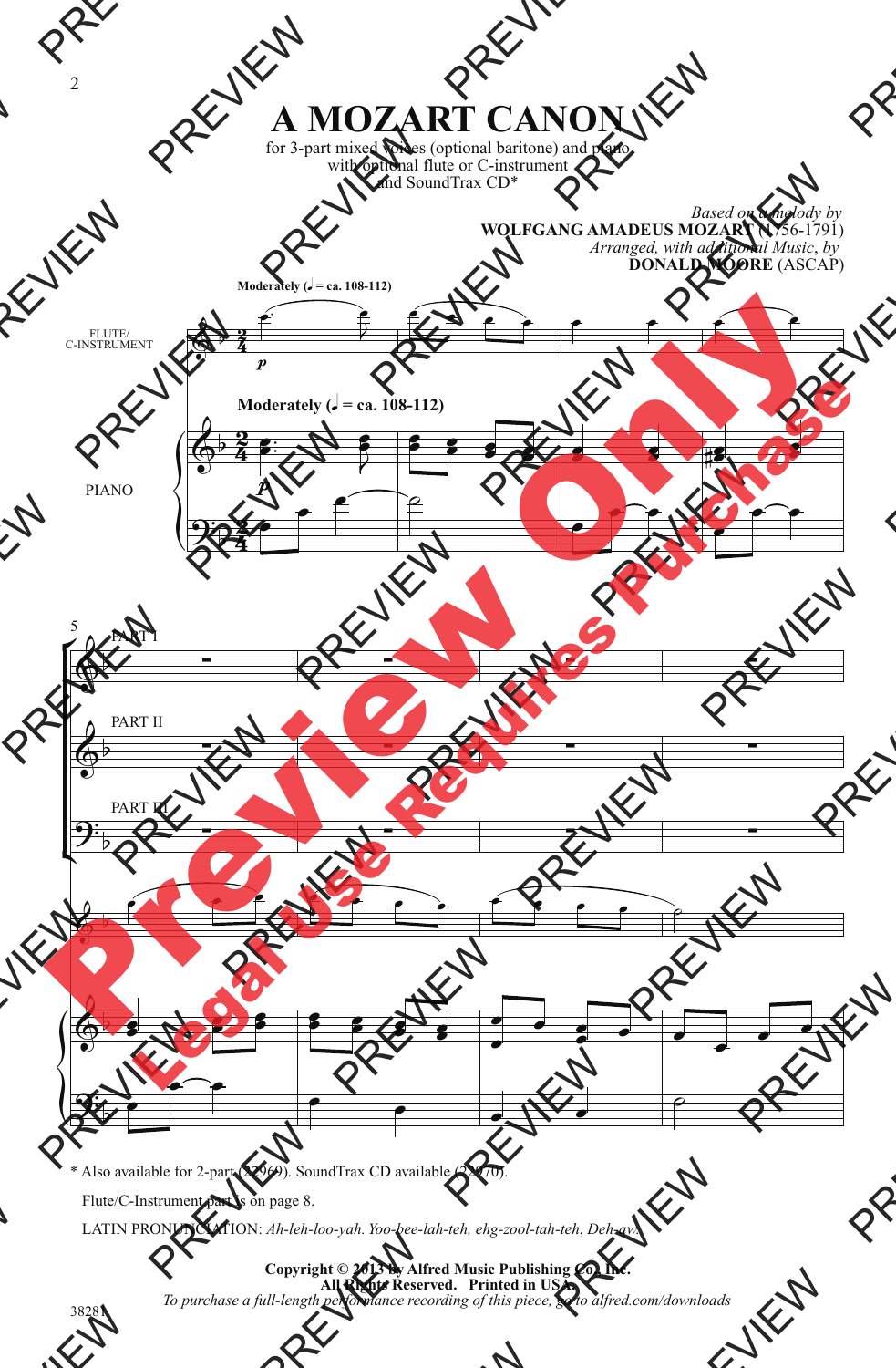# A MOZART CANON

for 3-part mixed voices (optional baritone) and piano, with optional flute or C-instrument and SoundTrax CD*

*Based on a melody by*
**WOLFGANG AMADEUS MOZART** (1756-1791)
*Arranged, with additional Music, by*
**DONALD MOORE** (ASCAP)

**Moderately** (♩ = ca. 108-112)

FLUTE/ C-INSTRUMENT

PIANO

PART I

PART II

PART III

\* Also available for 2-part (22969). SoundTrax CD available (22970).

Flute/C-Instrument part is on page 8.

LATIN PRONUNCIATION: *Ah-leh-loo-yah. Yoo-bee-lah-teh, ehg-zool-tah-teh, Deh-aw.*

**Copyright © 2013 by Alfred Music Publishing Co., Inc.**
**All Rights Reserved. Printed in USA.**
*To purchase a full-length performance recording of this piece, go to alfred.com/downloads*

38281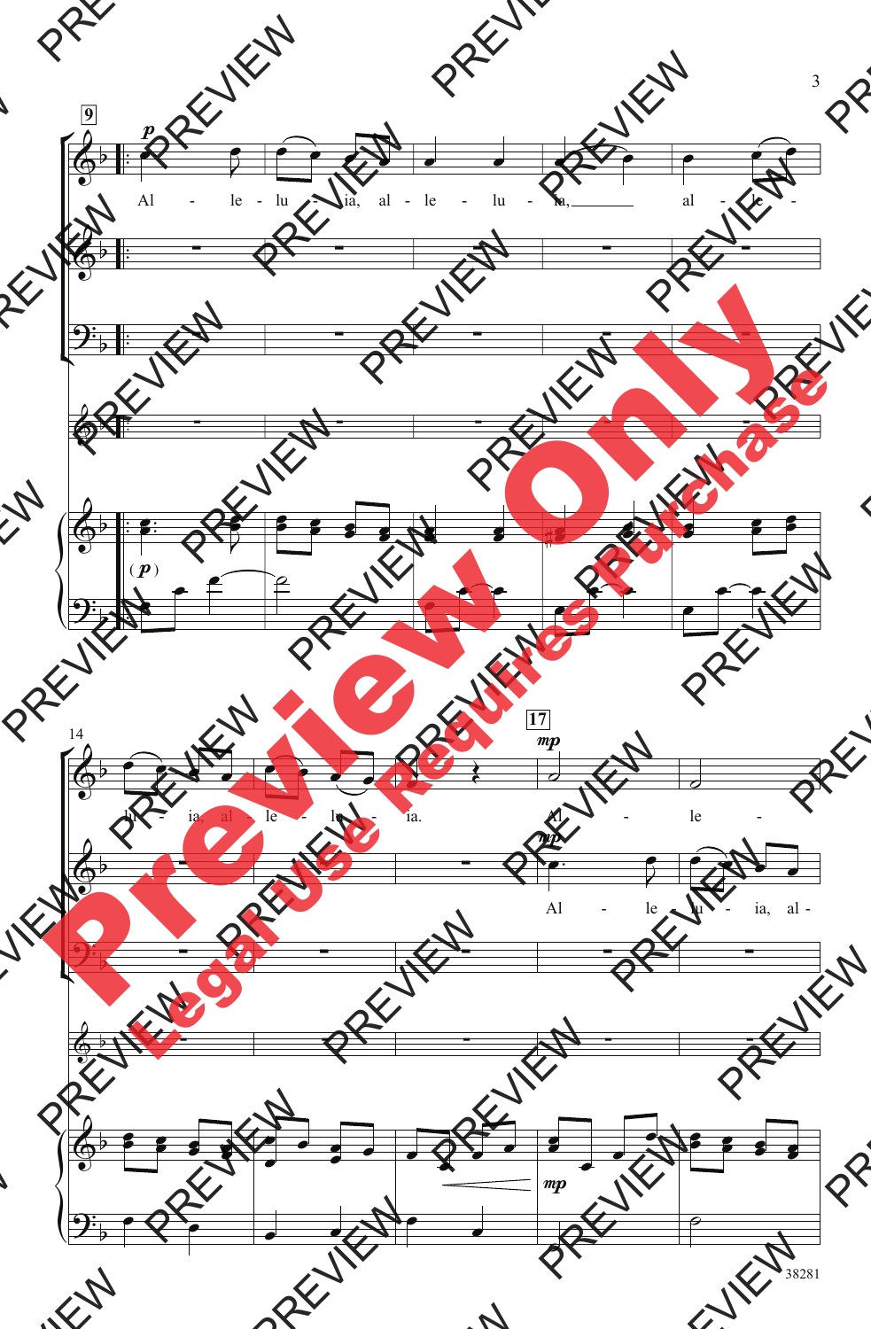**9**

*p*

Al - le - lu - ia, al - le - lu - ia, al - le -

lu - ia, al - le - lu - ia.

**17**

*mp*

Al - le -

*mp*

Al - le - lu - ia, al -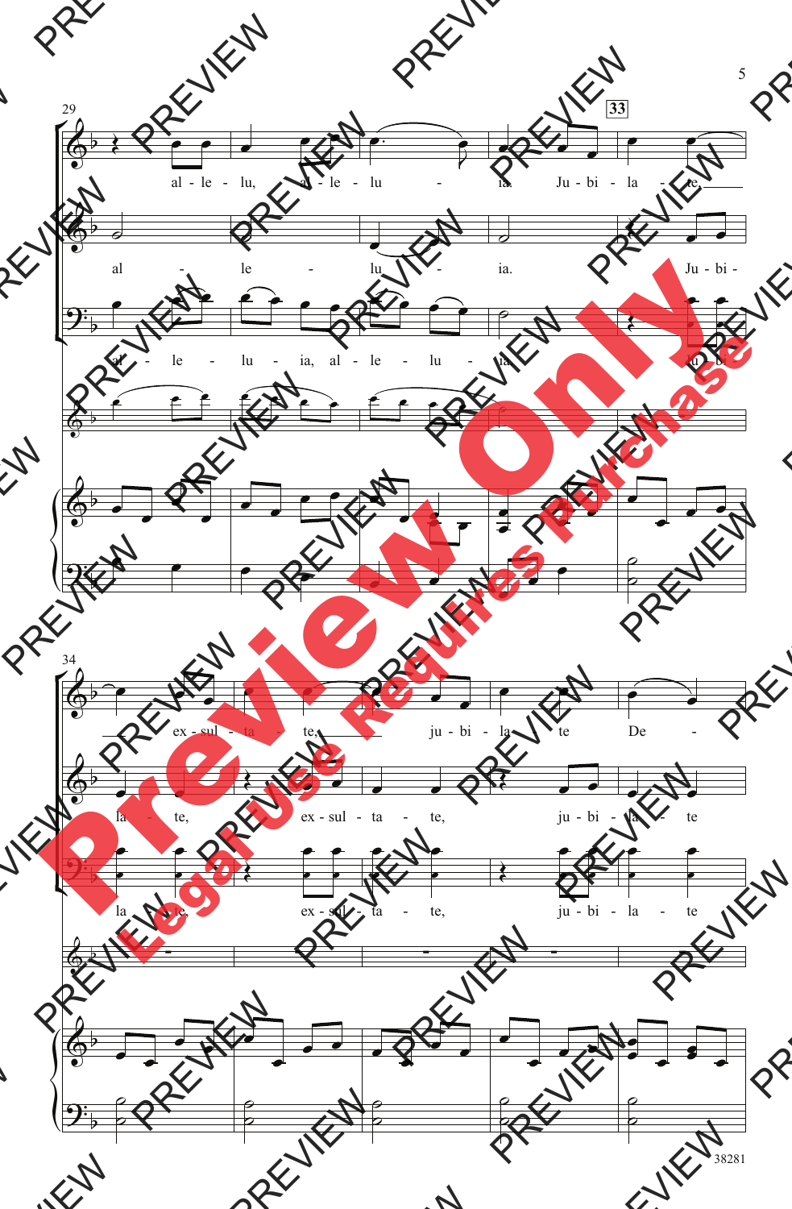29

**33**

al - le - lu, al - le - lu - ia. Ju - bi - la - te,

al - le - lu - ia. Ju - bi -

al - le - lu - ia, al - le - lu - ia. Ju - bi -

34

ex - sul - ta - te, ju - bi - la - te De -

la - te, ex - sul - ta - te, ju - bi - la - te

la - te, ex - sul - ta - te, ju - bi - la - te

38281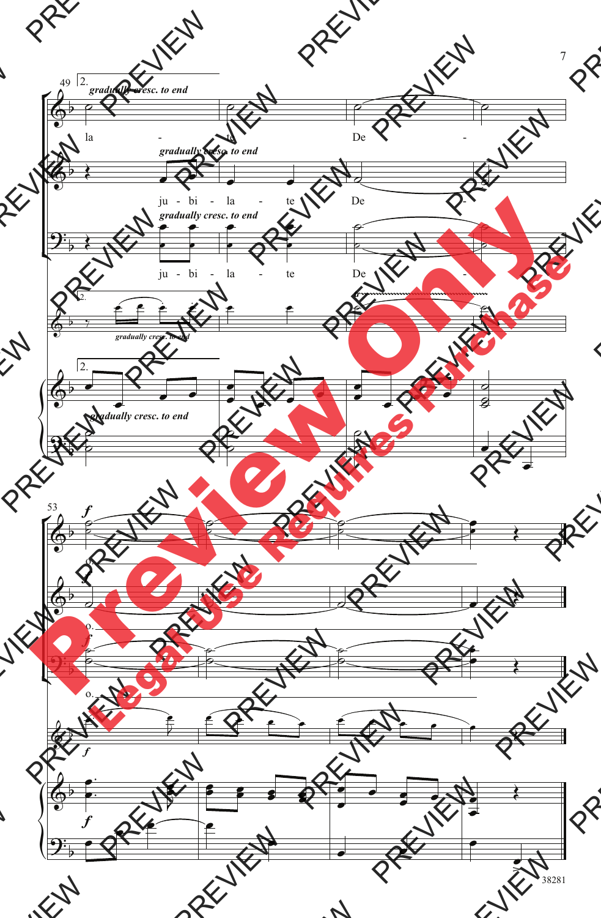*gradually cresc. to end*

la - te De -

*gradually cresc. to end*

ju - bi - la - te De -

*gradually cresc. to end*

ju - bi - la - te De -

*gradually cresc. to end*

*gradually cresc. to end*

*f*

o.

*f*

o.

*f*

o.

*f*

*f*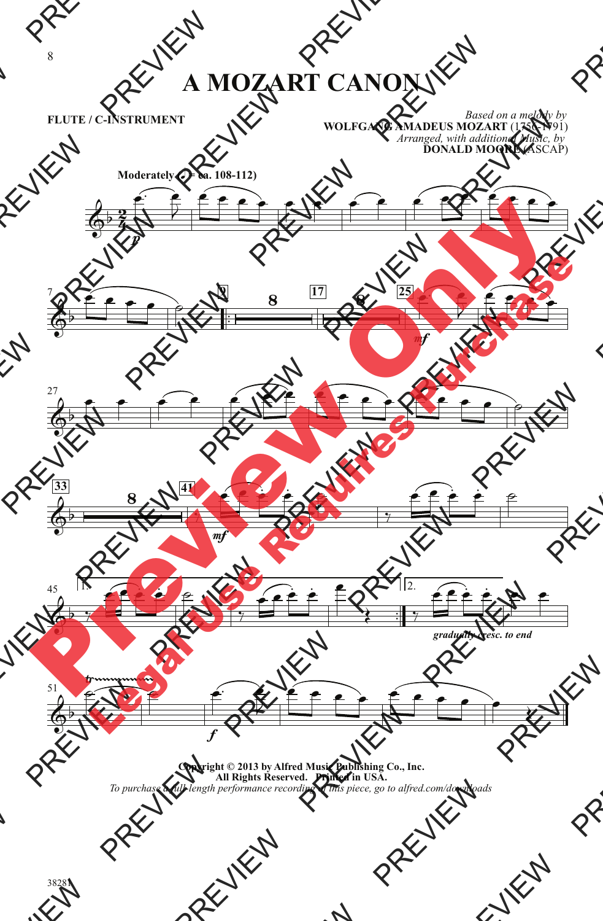# A MOZART CANON

**FLUTE / C-INSTRUMENT**

*Based on a melody by*
**WOLFGANG AMADEUS MOZART** (1756-1791)
*Arranged, with additional Music, by*
**DONALD MOORE** (ASCAP)

**Moderately** (♩ = ca. 108-112)

*gradually cresc. to end*

**Copyright © 2013 by Alfred Music Publishing Co., Inc.**
**All Rights Reserved. Printed in USA.**
*To purchase a full-length performance recording of this piece, go to alfred.com/downloads*

38281